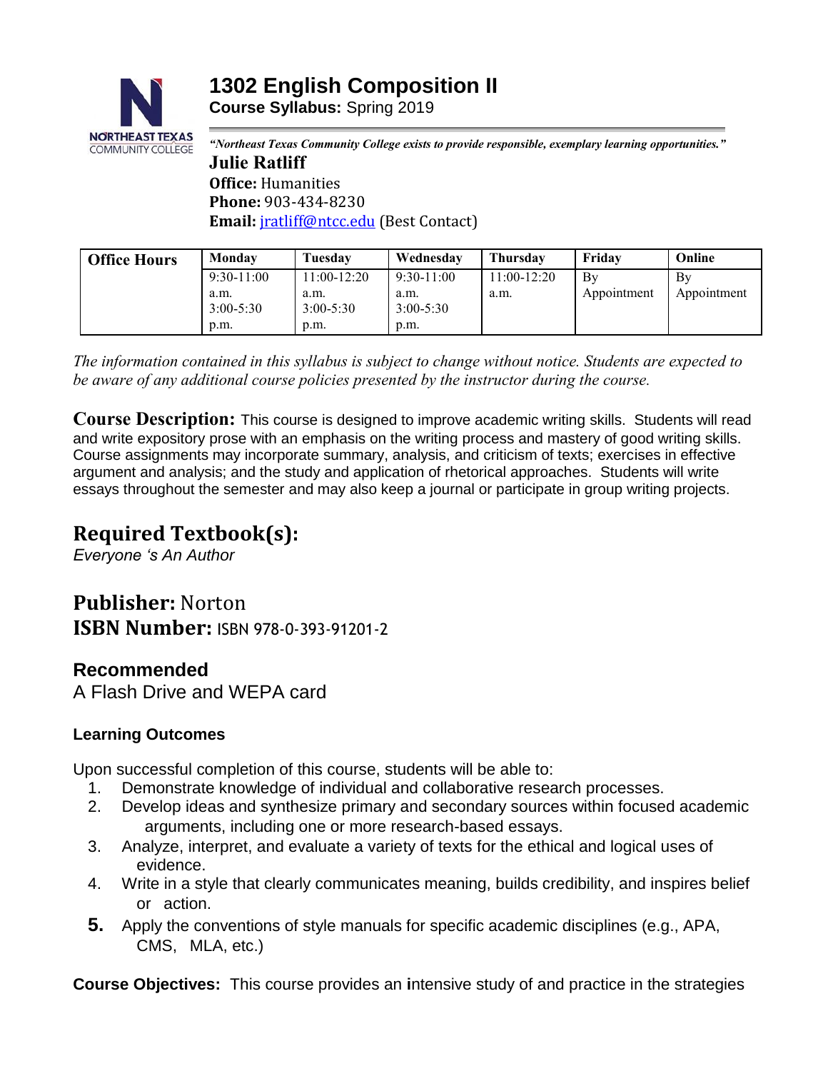NORTHEAST TEXAS COMMUNITY COLLEGE

# 1302 English Composition II

**Course Syllabus:** Spring 2019

*"Northeast Texas Community College exists to provide responsible, exemplary learning opportunities."*

**Julie Ratliff**
**Office:** Humanities
**Phone:** 903-434-8230
**Email:** jratliff@ntcc.edu (Best Contact)

| Office Hours | Monday | Tuesday | Wednesday | Thursday | Friday | Online |
|---|---|---|---|---|---|---|
| | 9:30-11:00 a.m. 3:00-5:30 p.m. | 11:00-12:20 a.m. 3:00-5:30 p.m. | 9:30-11:00 a.m. 3:00-5:30 p.m. | 11:00-12:20 a.m. | By Appointment | By Appointment |

*The information contained in this syllabus is subject to change without notice. Students are expected to be aware of any additional course policies presented by the instructor during the course.*

**Course Description:** This course is designed to improve academic writing skills. Students will read and write expository prose with an emphasis on the writing process and mastery of good writing skills. Course assignments may incorporate summary, analysis, and criticism of texts; exercises in effective argument and analysis; and the study and application of rhetorical approaches. Students will write essays throughout the semester and may also keep a journal or participate in group writing projects.

## Required Textbook(s):

*Everyone 's An Author*

## Publisher: Norton

## ISBN Number: ISBN 978-0-393-91201-2

## Recommended

A Flash Drive and WEPA card

#### Learning Outcomes

Upon successful completion of this course, students will be able to:

1. Demonstrate knowledge of individual and collaborative research processes.
2. Develop ideas and synthesize primary and secondary sources within focused academic arguments, including one or more research-based essays.
3. Analyze, interpret, and evaluate a variety of texts for the ethical and logical uses of evidence.
4. Write in a style that clearly communicates meaning, builds credibility, and inspires belief or action.
5. Apply the conventions of style manuals for specific academic disciplines (e.g., APA, CMS, MLA, etc.)

**Course Objectives:** This course provides an **i**ntensive study of and practice in the strategies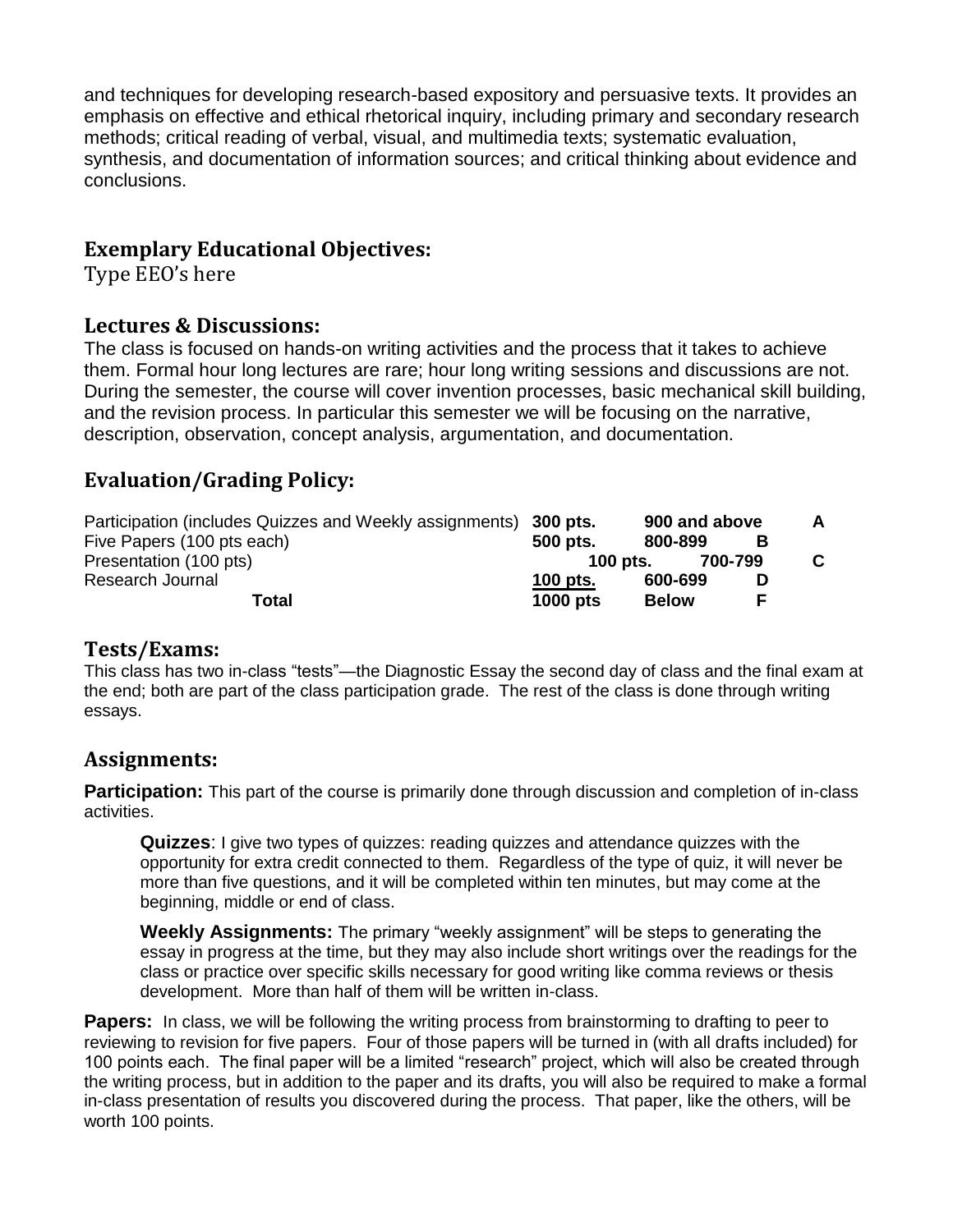and techniques for developing research-based expository and persuasive texts. It provides an emphasis on effective and ethical rhetorical inquiry, including primary and secondary research methods; critical reading of verbal, visual, and multimedia texts; systematic evaluation, synthesis, and documentation of information sources; and critical thinking about evidence and conclusions.

## Exemplary Educational Objectives:

Type EEO's here

## Lectures & Discussions:

The class is focused on hands-on writing activities and the process that it takes to achieve them. Formal hour long lectures are rare; hour long writing sessions and discussions are not. During the semester, the course will cover invention processes, basic mechanical skill building, and the revision process. In particular this semester we will be focusing on the narrative, description, observation, concept analysis, argumentation, and documentation.

## Evaluation/Grading Policy:

| | | | |
|---|---|---|---|
| Participation (includes Quizzes and Weekly assignments) | **300 pts.** | **900 and above** | **A** |
| Five Papers (100 pts each) | **500 pts.** | **800-899** | **B** |
| Presentation (100 pts) | **100 pts.** | **700-799** | **C** |
| Research Journal | **100 pts.** | **600-699** | **D** |
| **Total** | **1000 pts** | **Below** | **F** |

## Tests/Exams:

This class has two in-class "tests"—the Diagnostic Essay the second day of class and the final exam at the end; both are part of the class participation grade. The rest of the class is done through writing essays.

## Assignments:

**Participation:** This part of the course is primarily done through discussion and completion of in-class activities.

> **Quizzes**: I give two types of quizzes: reading quizzes and attendance quizzes with the opportunity for extra credit connected to them. Regardless of the type of quiz, it will never be more than five questions, and it will be completed within ten minutes, but may come at the beginning, middle or end of class.
>
> **Weekly Assignments:** The primary "weekly assignment" will be steps to generating the essay in progress at the time, but they may also include short writings over the readings for the class or practice over specific skills necessary for good writing like comma reviews or thesis development. More than half of them will be written in-class.

**Papers:** In class, we will be following the writing process from brainstorming to drafting to peer to reviewing to revision for five papers. Four of those papers will be turned in (with all drafts included) for 100 points each. The final paper will be a limited "research" project, which will also be created through the writing process, but in addition to the paper and its drafts, you will also be required to make a formal in-class presentation of results you discovered during the process. That paper, like the others, will be worth 100 points.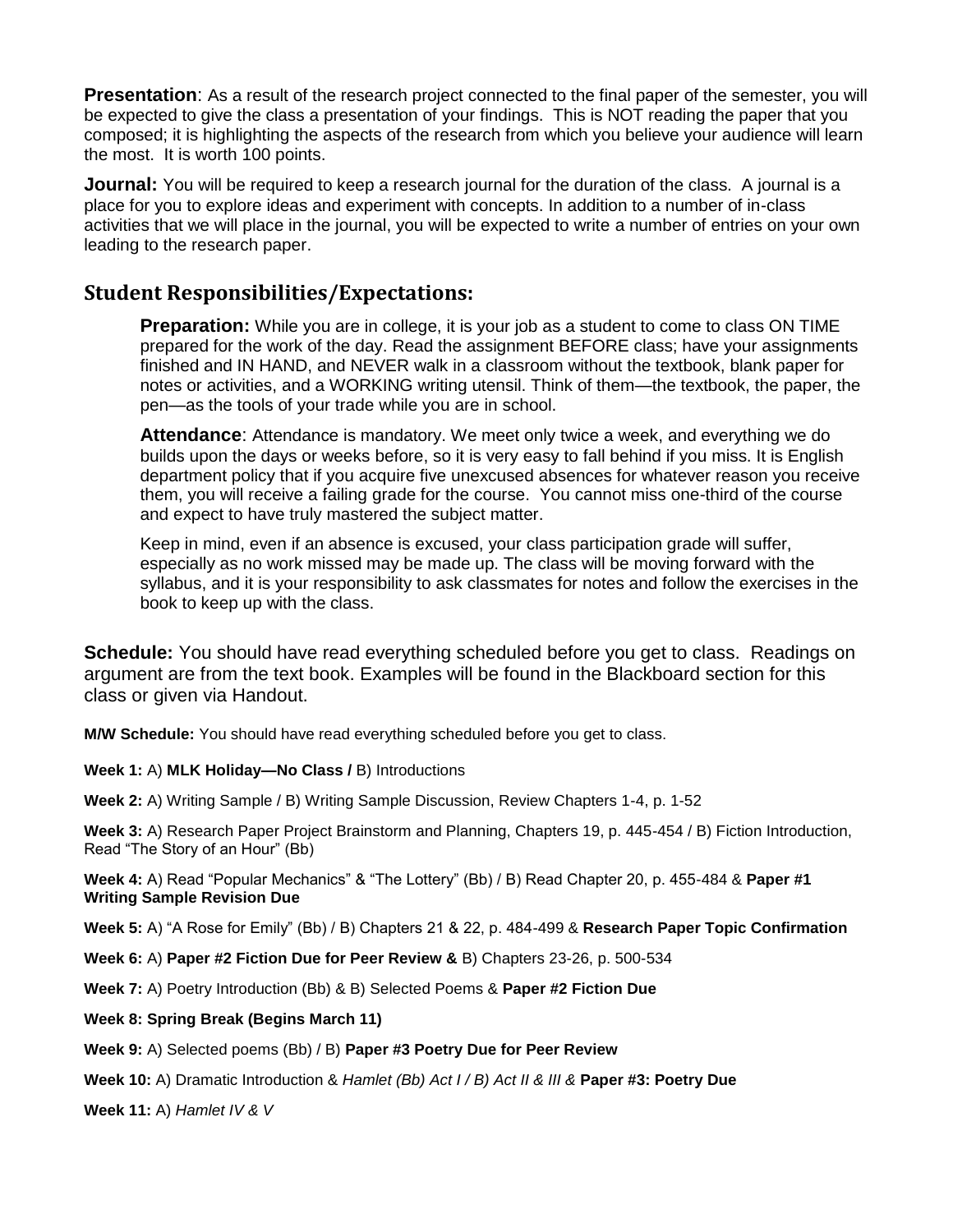**Presentation**: As a result of the research project connected to the final paper of the semester, you will be expected to give the class a presentation of your findings. This is NOT reading the paper that you composed; it is highlighting the aspects of the research from which you believe your audience will learn the most. It is worth 100 points.

**Journal:** You will be required to keep a research journal for the duration of the class. A journal is a place for you to explore ideas and experiment with concepts. In addition to a number of in-class activities that we will place in the journal, you will be expected to write a number of entries on your own leading to the research paper.

## Student Responsibilities/Expectations:

**Preparation:** While you are in college, it is your job as a student to come to class ON TIME prepared for the work of the day. Read the assignment BEFORE class; have your assignments finished and IN HAND, and NEVER walk in a classroom without the textbook, blank paper for notes or activities, and a WORKING writing utensil. Think of them—the textbook, the paper, the pen—as the tools of your trade while you are in school.

**Attendance**: Attendance is mandatory. We meet only twice a week, and everything we do builds upon the days or weeks before, so it is very easy to fall behind if you miss. It is English department policy that if you acquire five unexcused absences for whatever reason you receive them, you will receive a failing grade for the course. You cannot miss one-third of the course and expect to have truly mastered the subject matter.

Keep in mind, even if an absence is excused, your class participation grade will suffer, especially as no work missed may be made up. The class will be moving forward with the syllabus, and it is your responsibility to ask classmates for notes and follow the exercises in the book to keep up with the class.

**Schedule:** You should have read everything scheduled before you get to class. Readings on argument are from the text book. Examples will be found in the Blackboard section for this class or given via Handout.

**M/W Schedule:** You should have read everything scheduled before you get to class.

**Week 1:** A) **MLK Holiday—No Class /** B) Introductions

**Week 2:** A) Writing Sample / B) Writing Sample Discussion, Review Chapters 1-4, p. 1-52

**Week 3:** A) Research Paper Project Brainstorm and Planning, Chapters 19, p. 445-454 / B) Fiction Introduction, Read "The Story of an Hour" (Bb)

**Week 4:** A) Read "Popular Mechanics" & "The Lottery" (Bb) / B) Read Chapter 20, p. 455-484 & **Paper #1 Writing Sample Revision Due**

**Week 5:** A) "A Rose for Emily" (Bb) / B) Chapters 21 & 22, p. 484-499 & **Research Paper Topic Confirmation**

**Week 6:** A) **Paper #2 Fiction Due for Peer Review &** B) Chapters 23-26, p. 500-534

**Week 7:** A) Poetry Introduction (Bb) & B) Selected Poems & **Paper #2 Fiction Due**

**Week 8: Spring Break (Begins March 11)**

**Week 9:** A) Selected poems (Bb) / B) **Paper #3 Poetry Due for Peer Review**

**Week 10:** A) Dramatic Introduction & *Hamlet (Bb) Act I / B) Act II & III &* **Paper #3: Poetry Due**

**Week 11:** A) *Hamlet IV & V*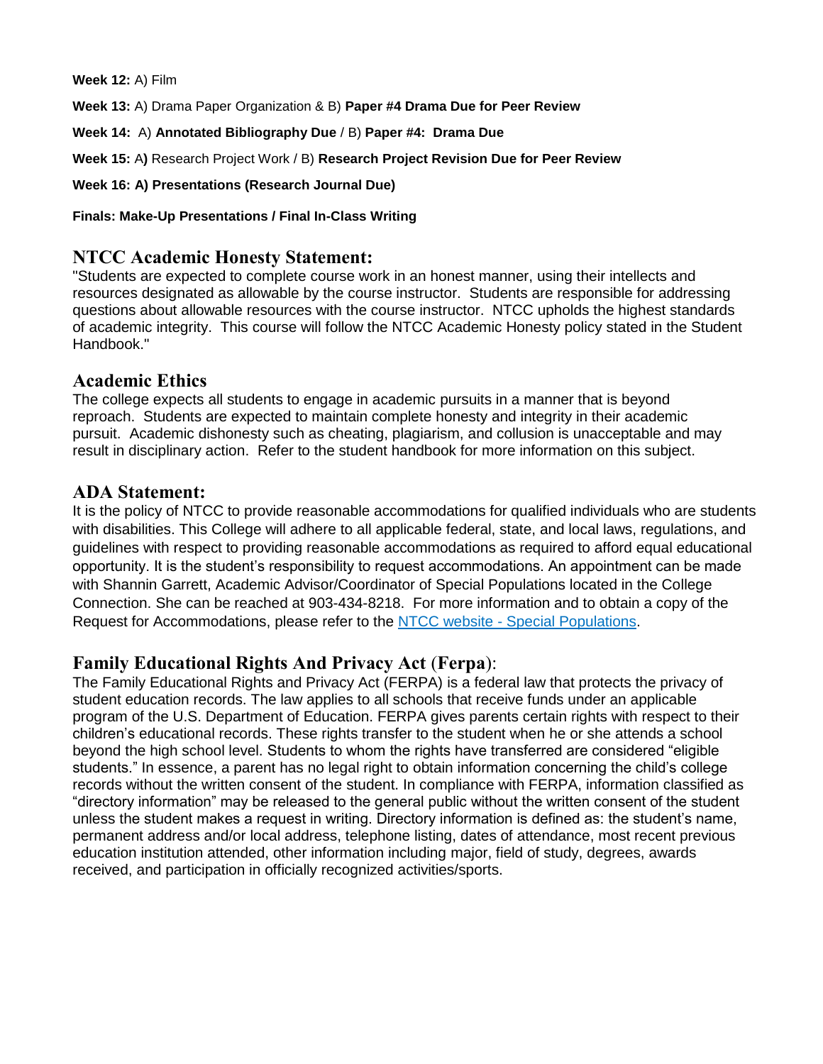**Week 12:** A) Film

**Week 13:** A) Drama Paper Organization & B) **Paper #4 Drama Due for Peer Review**

**Week 14:** A) **Annotated Bibliography Due** / B) **Paper #4: Drama Due**

**Week 15:** A**)** Research Project Work / B) **Research Project Revision Due for Peer Review**

**Week 16: A) Presentations (Research Journal Due)**

**Finals: Make-Up Presentations / Final In-Class Writing**

## NTCC Academic Honesty Statement:

"Students are expected to complete course work in an honest manner, using their intellects and resources designated as allowable by the course instructor. Students are responsible for addressing questions about allowable resources with the course instructor. NTCC upholds the highest standards of academic integrity. This course will follow the NTCC Academic Honesty policy stated in the Student Handbook."

## Academic Ethics

The college expects all students to engage in academic pursuits in a manner that is beyond reproach. Students are expected to maintain complete honesty and integrity in their academic pursuit. Academic dishonesty such as cheating, plagiarism, and collusion is unacceptable and may result in disciplinary action. Refer to the student handbook for more information on this subject.

## ADA Statement:

It is the policy of NTCC to provide reasonable accommodations for qualified individuals who are students with disabilities. This College will adhere to all applicable federal, state, and local laws, regulations, and guidelines with respect to providing reasonable accommodations as required to afford equal educational opportunity. It is the student's responsibility to request accommodations. An appointment can be made with Shannin Garrett, Academic Advisor/Coordinator of Special Populations located in the College Connection. She can be reached at 903-434-8218. For more information and to obtain a copy of the Request for Accommodations, please refer to the NTCC website - Special Populations.

## Family Educational Rights And Privacy Act (Ferpa):

The Family Educational Rights and Privacy Act (FERPA) is a federal law that protects the privacy of student education records. The law applies to all schools that receive funds under an applicable program of the U.S. Department of Education. FERPA gives parents certain rights with respect to their children's educational records. These rights transfer to the student when he or she attends a school beyond the high school level. Students to whom the rights have transferred are considered "eligible students." In essence, a parent has no legal right to obtain information concerning the child's college records without the written consent of the student. In compliance with FERPA, information classified as "directory information" may be released to the general public without the written consent of the student unless the student makes a request in writing. Directory information is defined as: the student's name, permanent address and/or local address, telephone listing, dates of attendance, most recent previous education institution attended, other information including major, field of study, degrees, awards received, and participation in officially recognized activities/sports.